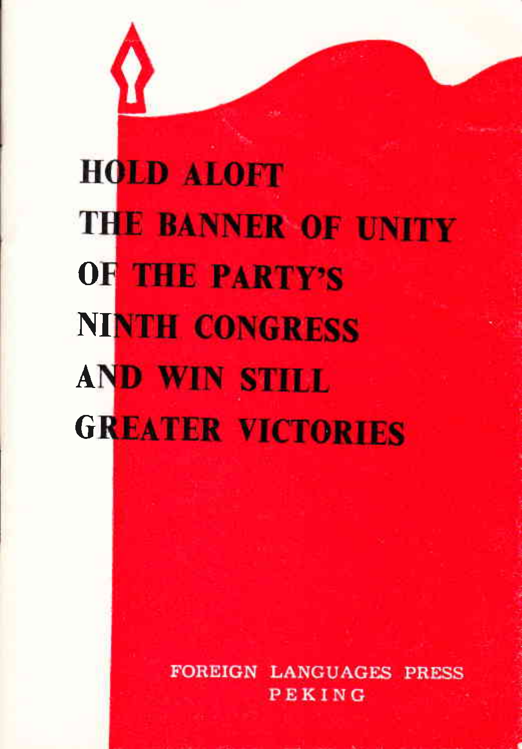# HOLD ALOFT THE BANNER OF UNITY OF THE PARTY'S NINTH CONGRESS AND WIN STILL GREATER VICTORIES

FOREIGN LANGUAGES PRESS
PEKING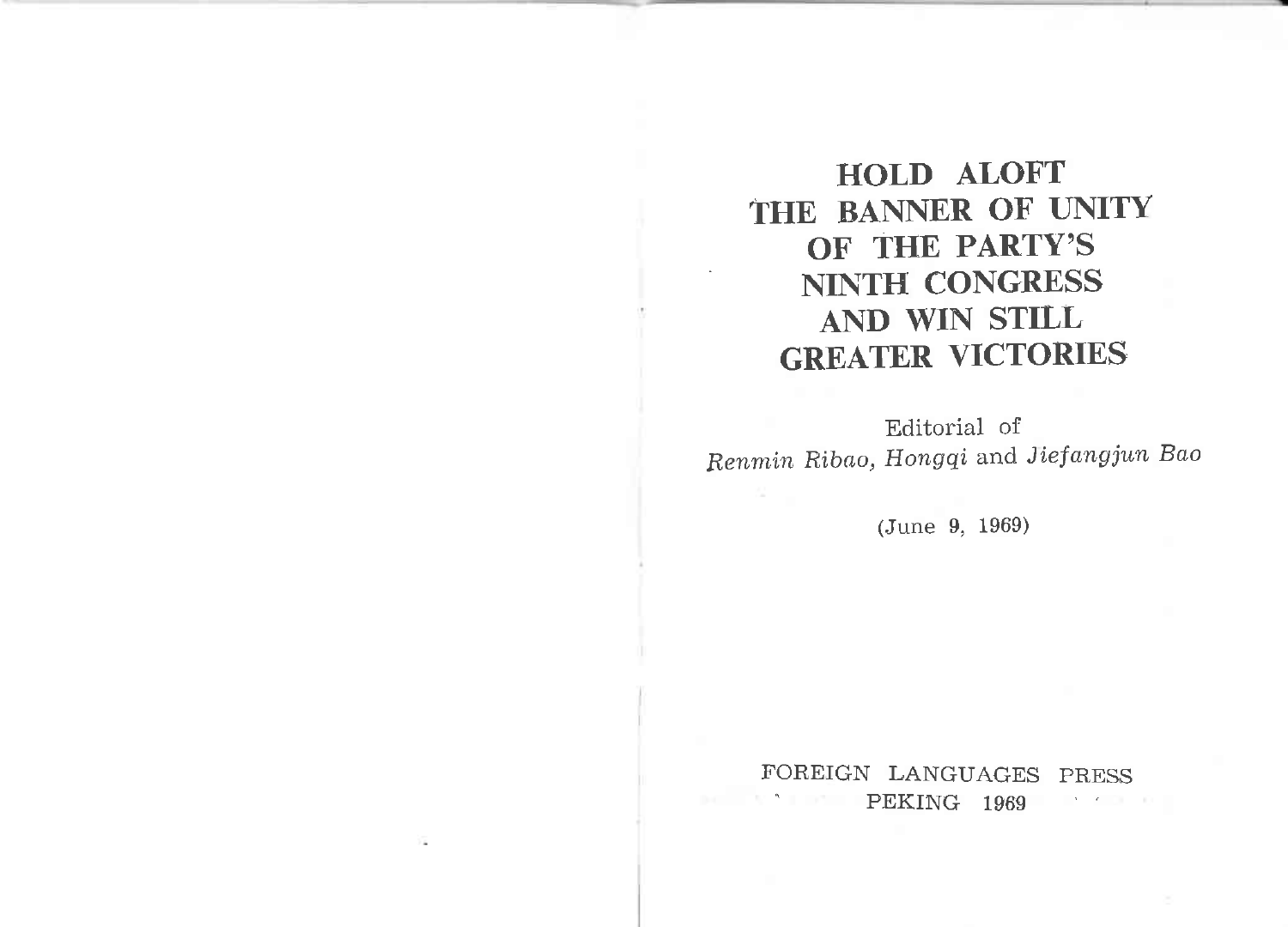# HOLD ALOFT THE BANNER OF UNITY OF THE PARTY'S NINTH CONGRESS AND WIN STILL GREATER VICTORIES

Editorial of
*Renmin Ribao, Hongqi* and *Jiefangjun Bao*

(June 9, 1969)

FOREIGN LANGUAGES PRESS
PEKING 1969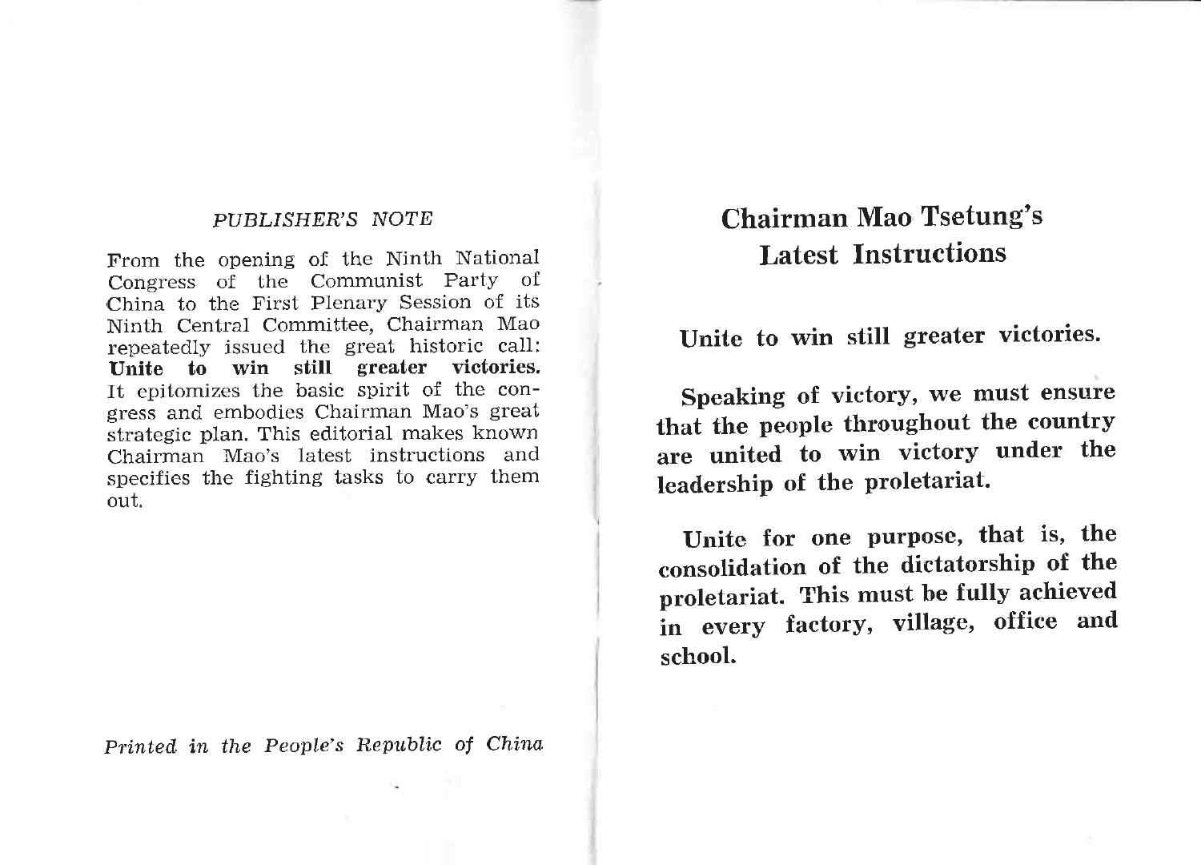*PUBLISHER'S NOTE*

From the opening of the Ninth National Congress of the Communist Party of China to the First Plenary Session of its Ninth Central Committee, Chairman Mao repeatedly issued the great historic call: **Unite to win still greater victories.** It epitomizes the basic spirit of the congress and embodies Chairman Mao's great strategic plan. This editorial makes known Chairman Mao's latest instructions and specifies the fighting tasks to carry them out.

*Printed in the People's Republic of China*

## Chairman Mao Tsetung's Latest Instructions

**Unite to win still greater victories.**

**Speaking of victory, we must ensure that the people throughout the country are united to win victory under the leadership of the proletariat.**

**Unite for one purpose, that is, the consolidation of the dictatorship of the proletariat. This must be fully achieved in every factory, village, office and school.**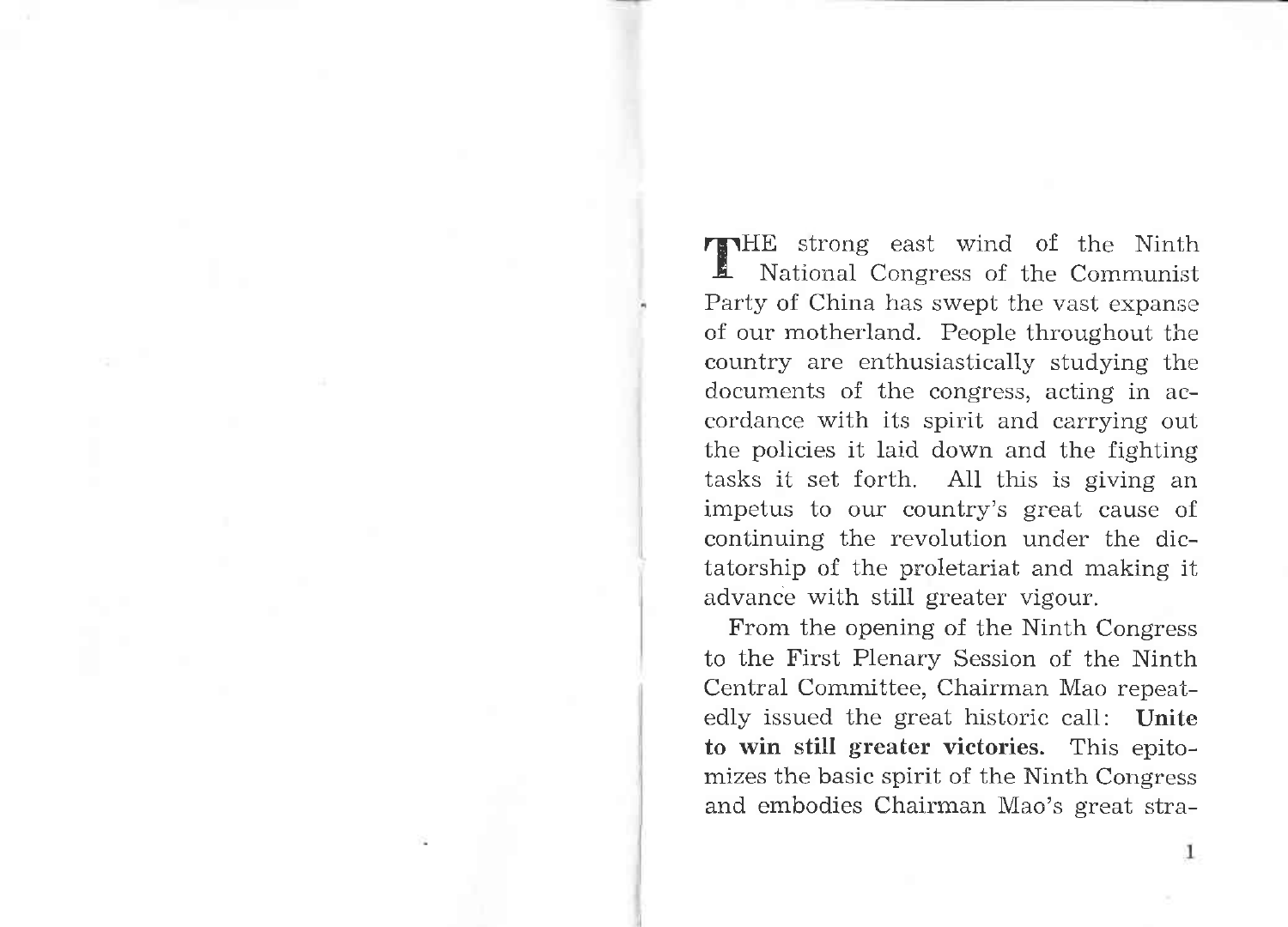THE strong east wind of the Ninth National Congress of the Communist Party of China has swept the vast expanse of our motherland. People throughout the country are enthusiastically studying the documents of the congress, acting in accordance with its spirit and carrying out the policies it laid down and the fighting tasks it set forth. All this is giving an impetus to our country's great cause of continuing the revolution under the dictatorship of the proletariat and making it advance with still greater vigour.

From the opening of the Ninth Congress to the First Plenary Session of the Ninth Central Committee, Chairman Mao repeatedly issued the great historic call: **Unite to win still greater victories.** This epitomizes the basic spirit of the Ninth Congress and embodies Chairman Mao's great stra-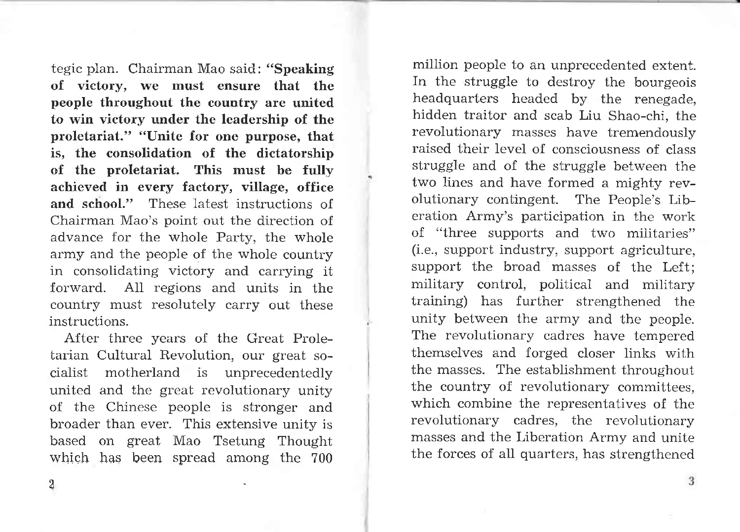tegic plan. Chairman Mao said: **"Speaking of victory, we must ensure that the people throughout the country are united to win victory under the leadership of the proletariat." "Unite for one purpose, that is, the consolidation of the dictatorship of the proletariat. This must be fully achieved in every factory, village, office and school."** These latest instructions of Chairman Mao's point out the direction of advance for the whole Party, the whole army and the people of the whole country in consolidating victory and carrying it forward. All regions and units in the country must resolutely carry out these instructions.

After three years of the Great Proletarian Cultural Revolution, our great socialist motherland is unprecedentedly united and the great revolutionary unity of the Chinese people is stronger and broader than ever. This extensive unity is based on great Mao Tsetung Thought which has been spread among the 700 million people to an unprecedented extent. In the struggle to destroy the bourgeois headquarters headed by the renegade, hidden traitor and scab Liu Shao-chi, the revolutionary masses have tremendously raised their level of consciousness of class struggle and of the struggle between the two lines and have formed a mighty revolutionary contingent. The People's Liberation Army's participation in the work of "three supports and two militaries" (i.e., support industry, support agriculture, support the broad masses of the Left; military control, political and military training) has further strengthened the unity between the army and the people. The revolutionary cadres have tempered themselves and forged closer links with the masses. The establishment throughout the country of revolutionary committees, which combine the representatives of the revolutionary cadres, the revolutionary masses and the Liberation Army and unite the forces of all quarters, has strengthened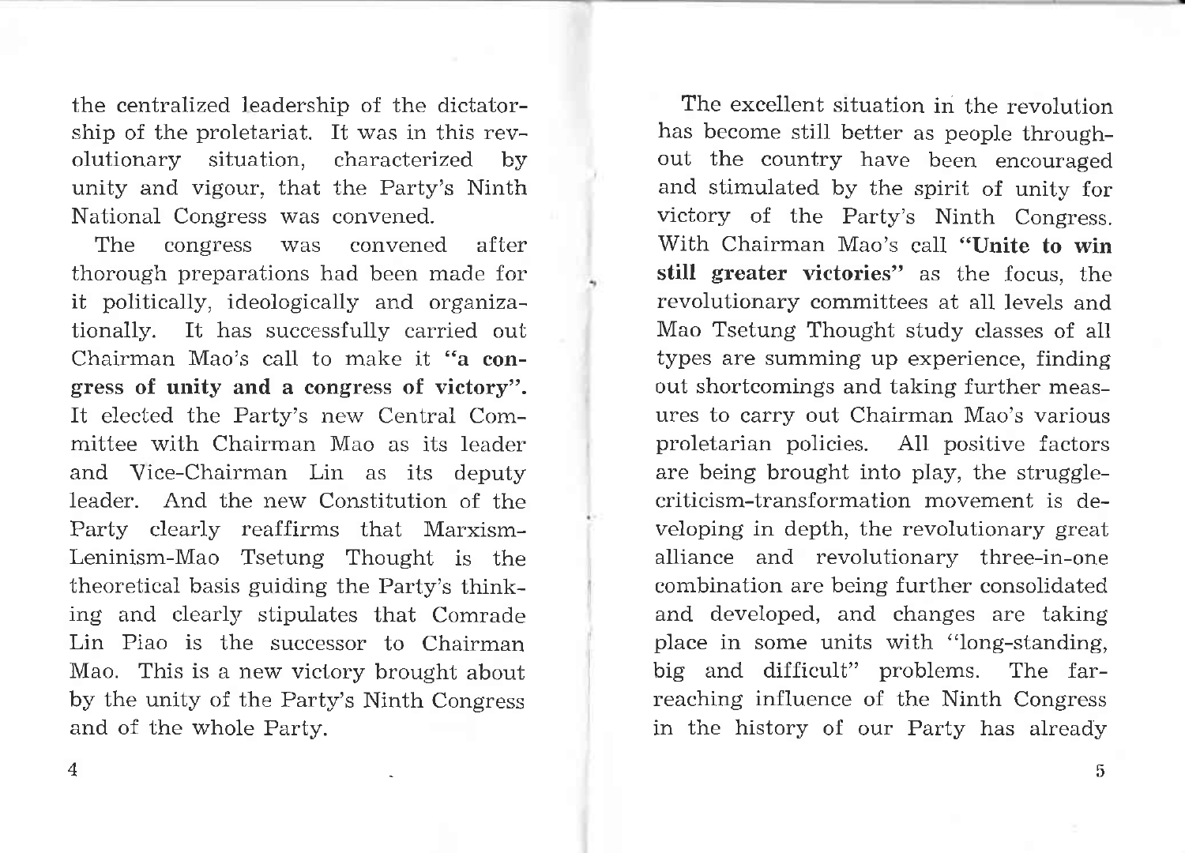the centralized leadership of the dictatorship of the proletariat. It was in this revolutionary situation, characterized by unity and vigour, that the Party's Ninth National Congress was convened.

The congress was convened after thorough preparations had been made for it politically, ideologically and organizationally. It has successfully carried out Chairman Mao's call to make it **"a congress of unity and a congress of victory".** It elected the Party's new Central Committee with Chairman Mao as its leader and Vice-Chairman Lin as its deputy leader. And the new Constitution of the Party clearly reaffirms that Marxism-Leninism-Mao Tsetung Thought is the theoretical basis guiding the Party's thinking and clearly stipulates that Comrade Lin Piao is the successor to Chairman Mao. This is a new victory brought about by the unity of the Party's Ninth Congress and of the whole Party.

The excellent situation in the revolution has become still better as people throughout the country have been encouraged and stimulated by the spirit of unity for victory of the Party's Ninth Congress. With Chairman Mao's call **"Unite to win still greater victories"** as the focus, the revolutionary committees at all levels and Mao Tsetung Thought study classes of all types are summing up experience, finding out shortcomings and taking further measures to carry out Chairman Mao's various proletarian policies. All positive factors are being brought into play, the struggle-criticism-transformation movement is developing in depth, the revolutionary great alliance and revolutionary three-in-one combination are being further consolidated and developed, and changes are taking place in some units with "long-standing, big and difficult" problems. The far-reaching influence of the Ninth Congress in the history of our Party has already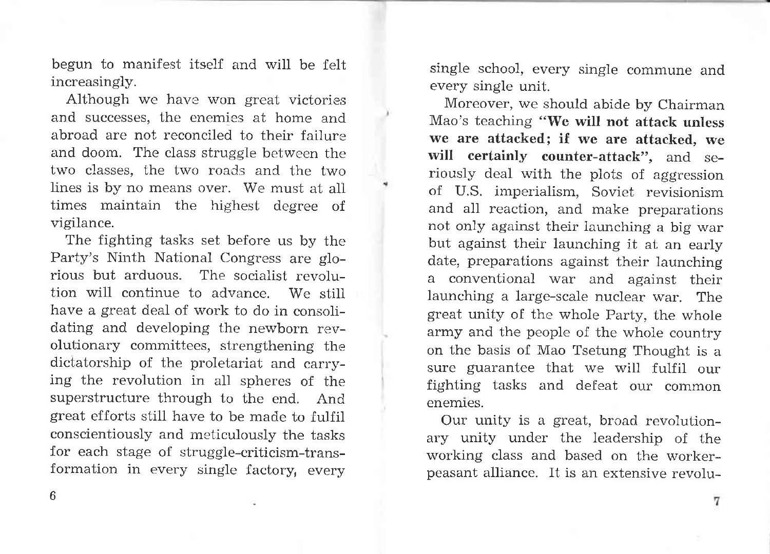begun to manifest itself and will be felt increasingly.

Although we have won great victories and successes, the enemies at home and abroad are not reconciled to their failure and doom. The class struggle between the two classes, the two roads and the two lines is by no means over. We must at all times maintain the highest degree of vigilance.

The fighting tasks set before us by the Party's Ninth National Congress are glorious but arduous. The socialist revolution will continue to advance. We still have a great deal of work to do in consolidating and developing the newborn revolutionary committees, strengthening the dictatorship of the proletariat and carrying the revolution in all spheres of the superstructure through to the end. And great efforts still have to be made to fulfil conscientiously and meticulously the tasks for each stage of struggle-criticism-transformation in every single factory, every single school, every single commune and every single unit.

Moreover, we should abide by Chairman Mao's teaching **"We will not attack unless we are attacked; if we are attacked, we will certainly counter-attack"**, and seriously deal with the plots of aggression of U.S. imperialism, Soviet revisionism and all reaction, and make preparations not only against their launching a big war but against their launching it at an early date, preparations against their launching a conventional war and against their launching a large-scale nuclear war. The great unity of the whole Party, the whole army and the people of the whole country on the basis of Mao Tsetung Thought is a sure guarantee that we will fulfil our fighting tasks and defeat our common enemies.

Our unity is a great, broad revolutionary unity under the leadership of the working class and based on the worker-peasant alliance. It is an extensive revolu-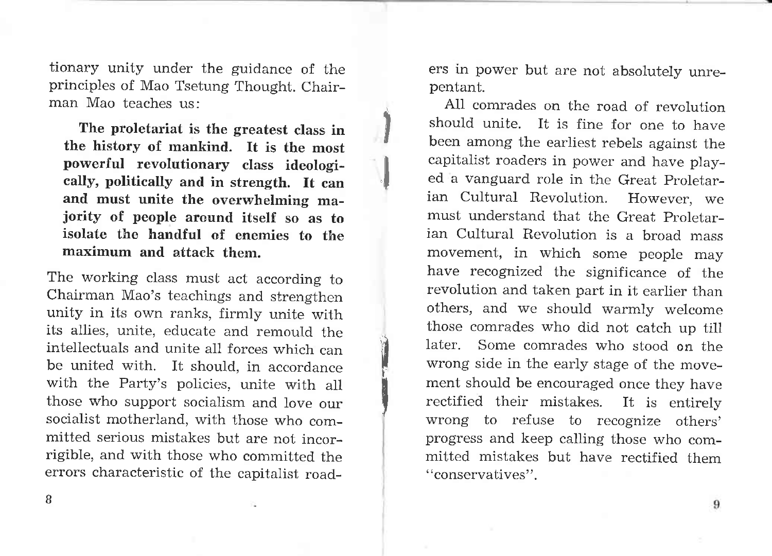tionary unity under the guidance of the principles of Mao Tsetung Thought. Chairman Mao teaches us:

> **The proletariat is the greatest class in the history of mankind. It is the most powerful revolutionary class ideologically, politically and in strength. It can and must unite the overwhelming majority of people around itself so as to isolate the handful of enemies to the maximum and attack them.**

The working class must act according to Chairman Mao's teachings and strengthen unity in its own ranks, firmly unite with its allies, unite, educate and remould the intellectuals and unite all forces which can be united with. It should, in accordance with the Party's policies, unite with all those who support socialism and love our socialist motherland, with those who committed serious mistakes but are not incorrigible, and with those who committed the errors characteristic of the capitalist roaders in power but are not absolutely unrepentant.

All comrades on the road of revolution should unite. It is fine for one to have been among the earliest rebels against the capitalist roaders in power and have played a vanguard role in the Great Proletarian Cultural Revolution. However, we must understand that the Great Proletarian Cultural Revolution is a broad mass movement, in which some people may have recognized the significance of the revolution and taken part in it earlier than others, and we should warmly welcome those comrades who did not catch up till later. Some comrades who stood on the wrong side in the early stage of the movement should be encouraged once they have rectified their mistakes. It is entirely wrong to refuse to recognize others' progress and keep calling those who committed mistakes but have rectified them "conservatives".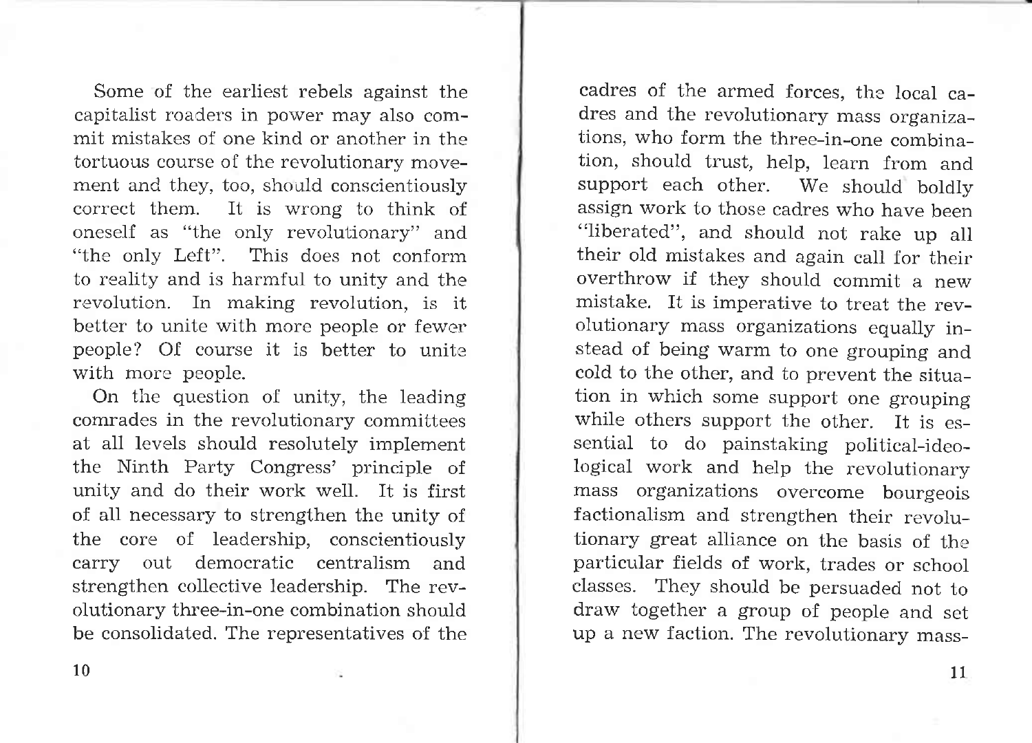Some of the earliest rebels against the capitalist roaders in power may also commit mistakes of one kind or another in the tortuous course of the revolutionary movement and they, too, should conscientiously correct them. It is wrong to think of oneself as "the only revolutionary" and "the only Left". This does not conform to reality and is harmful to unity and the revolution. In making revolution, is it better to unite with more people or fewer people? Of course it is better to unite with more people.

On the question of unity, the leading comrades in the revolutionary committees at all levels should resolutely implement the Ninth Party Congress' principle of unity and do their work well. It is first of all necessary to strengthen the unity of the core of leadership, conscientiously carry out democratic centralism and strengthen collective leadership. The revolutionary three-in-one combination should be consolidated. The representatives of the cadres of the armed forces, the local cadres and the revolutionary mass organizations, who form the three-in-one combination, should trust, help, learn from and support each other. We should boldly assign work to those cadres who have been "liberated", and should not rake up all their old mistakes and again call for their overthrow if they should commit a new mistake. It is imperative to treat the revolutionary mass organizations equally instead of being warm to one grouping and cold to the other, and to prevent the situation in which some support one grouping while others support the other. It is essential to do painstaking political-ideological work and help the revolutionary mass organizations overcome bourgeois factionalism and strengthen their revolutionary great alliance on the basis of the particular fields of work, trades or school classes. They should be persuaded not to draw together a group of people and set up a new faction. The revolutionary mass-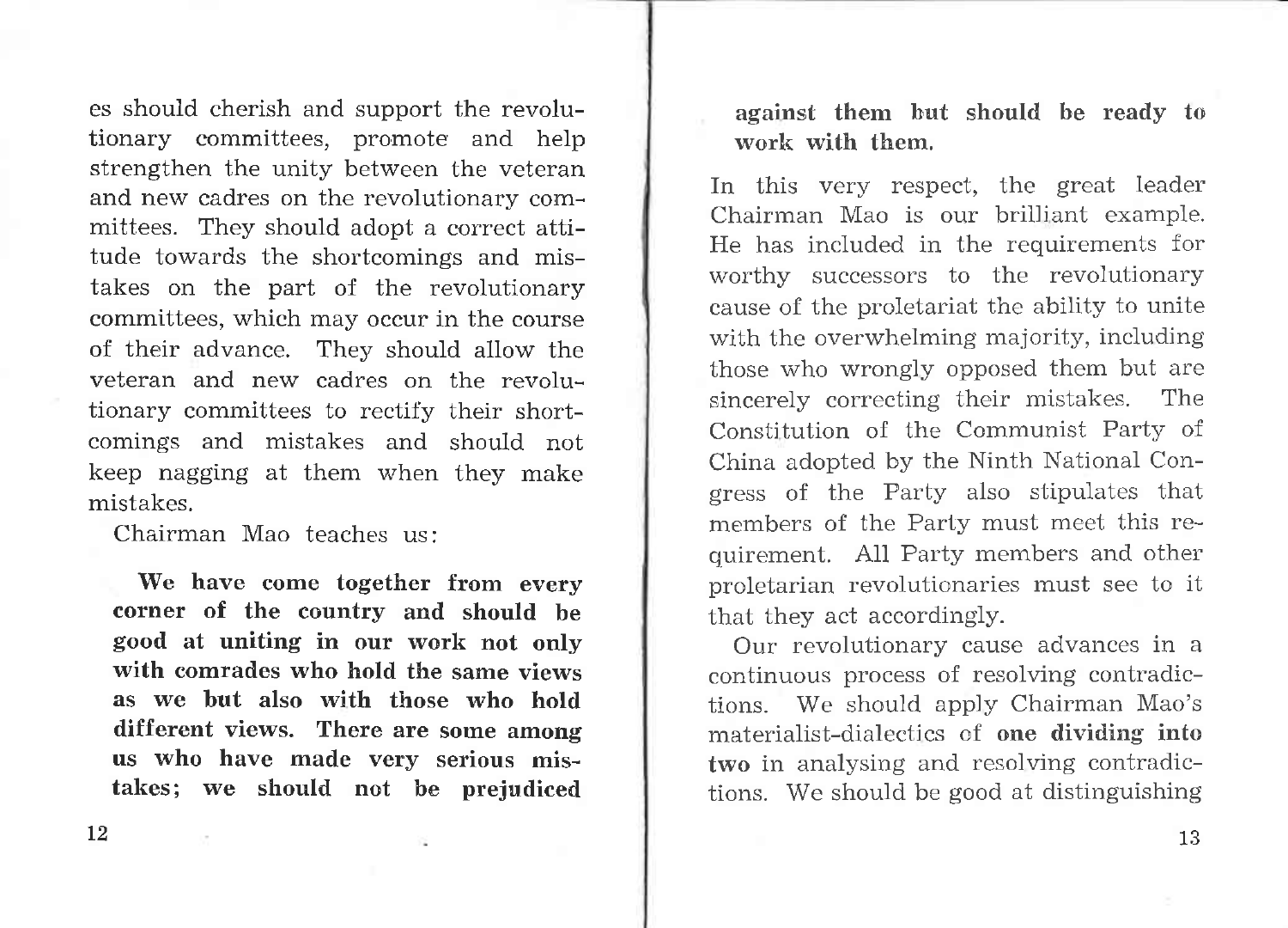es should cherish and support the revolutionary committees, promote and help strengthen the unity between the veteran and new cadres on the revolutionary committees. They should adopt a correct attitude towards the shortcomings and mistakes on the part of the revolutionary committees, which may occur in the course of their advance. They should allow the veteran and new cadres on the revolutionary committees to rectify their shortcomings and mistakes and should not keep nagging at them when they make mistakes.

Chairman Mao teaches us:

> **We have come together from every corner of the country and should be good at uniting in our work not only with comrades who hold the same views as we but also with those who hold different views. There are some among us who have made very serious mistakes; we should not be prejudiced against them but should be ready to work with them.**

In this very respect, the great leader Chairman Mao is our brilliant example. He has included in the requirements for worthy successors to the revolutionary cause of the proletariat the ability to unite with the overwhelming majority, including those who wrongly opposed them but are sincerely correcting their mistakes. The Constitution of the Communist Party of China adopted by the Ninth National Congress of the Party also stipulates that members of the Party must meet this requirement. All Party members and other proletarian revolutionaries must see to it that they act accordingly.

Our revolutionary cause advances in a continuous process of resolving contradictions. We should apply Chairman Mao's materialist-dialectics of **one dividing into two** in analysing and resolving contradictions. We should be good at distinguishing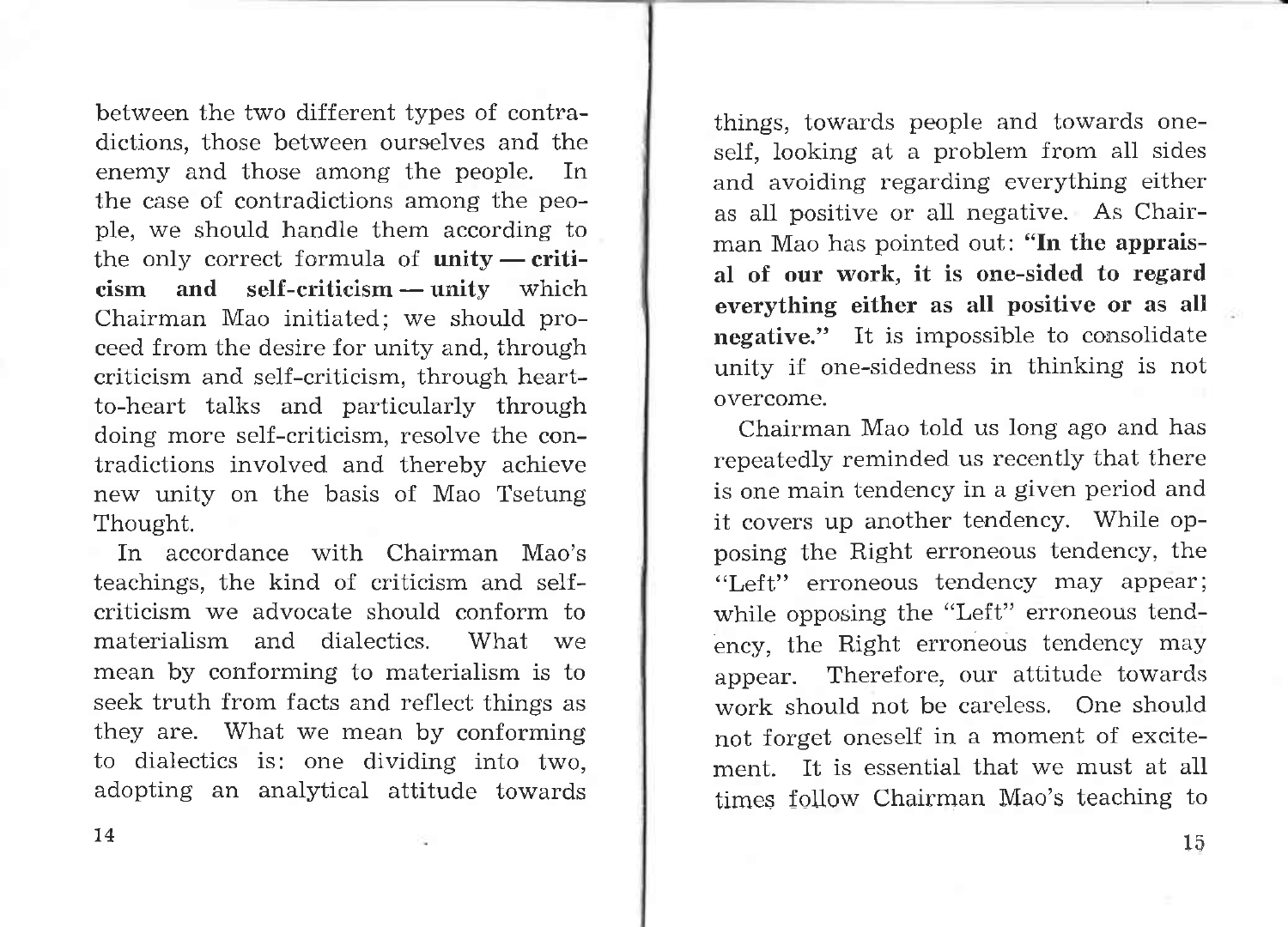between the two different types of contradictions, those between ourselves and the enemy and those among the people. In the case of contradictions among the people, we should handle them according to the only correct formula of **unity — criticism and self-criticism — unity** which Chairman Mao initiated; we should proceed from the desire for unity and, through criticism and self-criticism, through heart-to-heart talks and particularly through doing more self-criticism, resolve the contradictions involved and thereby achieve new unity on the basis of Mao Tsetung Thought.

In accordance with Chairman Mao's teachings, the kind of criticism and self-criticism we advocate should conform to materialism and dialectics. What we mean by conforming to materialism is to seek truth from facts and reflect things as they are. What we mean by conforming to dialectics is: one dividing into two, adopting an analytical attitude towards things, towards people and towards oneself, looking at a problem from all sides and avoiding regarding everything either as all positive or all negative. As Chairman Mao has pointed out: **"In the appraisal of our work, it is one-sided to regard everything either as all positive or as all negative."** It is impossible to consolidate unity if one-sidedness in thinking is not overcome.

Chairman Mao told us long ago and has repeatedly reminded us recently that there is one main tendency in a given period and it covers up another tendency. While opposing the Right erroneous tendency, the "Left" erroneous tendency may appear; while opposing the "Left" erroneous tendency, the Right erroneous tendency may appear. Therefore, our attitude towards work should not be careless. One should not forget oneself in a moment of excitement. It is essential that we must at all times follow Chairman Mao's teaching to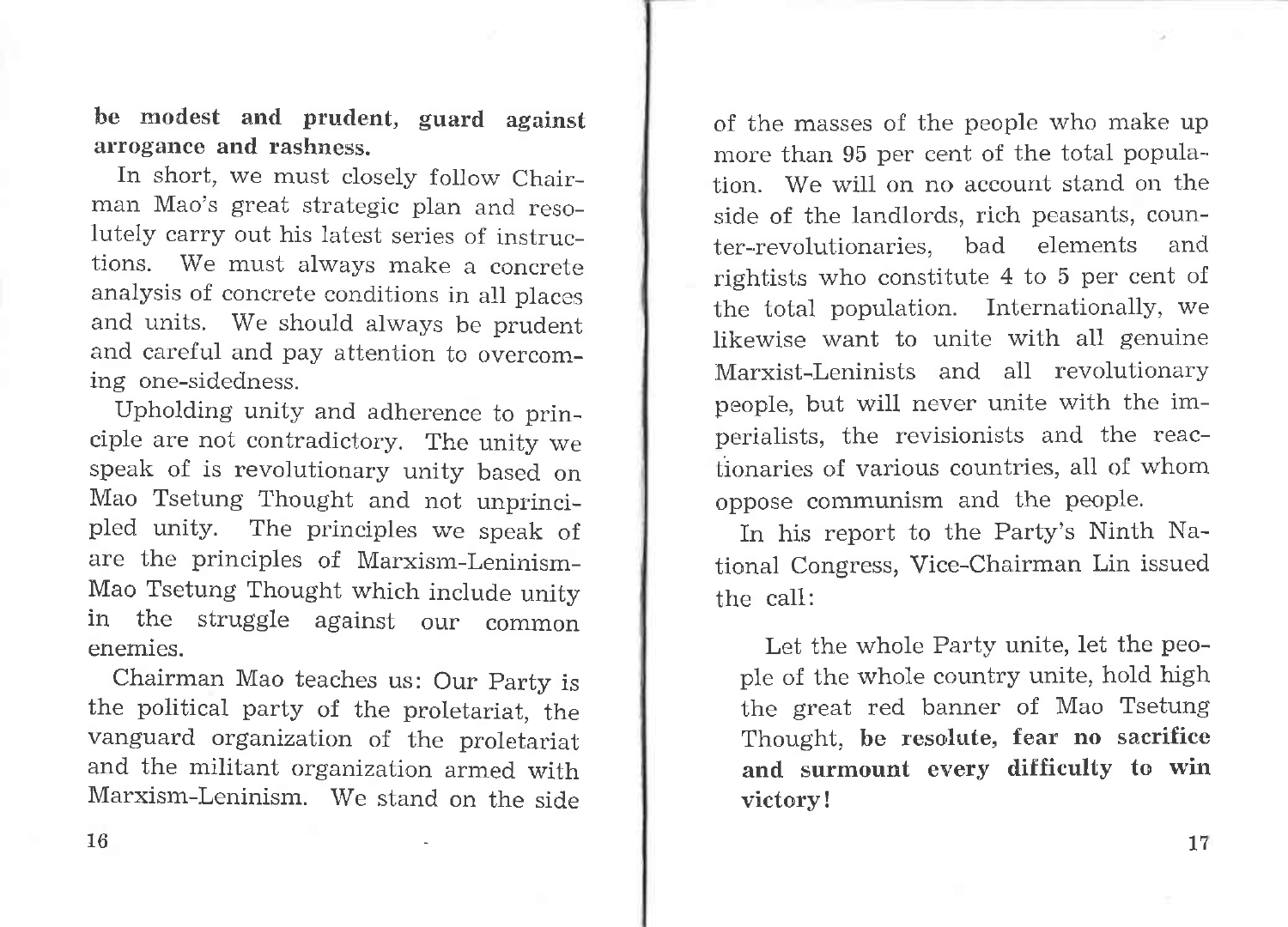**be modest and prudent, guard against arrogance and rashness.**

In short, we must closely follow Chairman Mao's great strategic plan and resolutely carry out his latest series of instructions. We must always make a concrete analysis of concrete conditions in all places and units. We should always be prudent and careful and pay attention to overcoming one-sidedness.

Upholding unity and adherence to principle are not contradictory. The unity we speak of is revolutionary unity based on Mao Tsetung Thought and not unprincipled unity. The principles we speak of are the principles of Marxism-Leninism-Mao Tsetung Thought which include unity in the struggle against our common enemies.

Chairman Mao teaches us: Our Party is the political party of the proletariat, the vanguard organization of the proletariat and the militant organization armed with Marxism-Leninism. We stand on the side of the masses of the people who make up more than 95 per cent of the total population. We will on no account stand on the side of the landlords, rich peasants, counter-revolutionaries, bad elements and rightists who constitute 4 to 5 per cent of the total population. Internationally, we likewise want to unite with all genuine Marxist-Leninists and all revolutionary people, but will never unite with the imperialists, the revisionists and the reactionaries of various countries, all of whom oppose communism and the people.

In his report to the Party's Ninth National Congress, Vice-Chairman Lin issued the call:

> Let the whole Party unite, let the people of the whole country unite, hold high the great red banner of Mao Tsetung Thought, **be resolute, fear no sacrifice and surmount every difficulty to win victory!**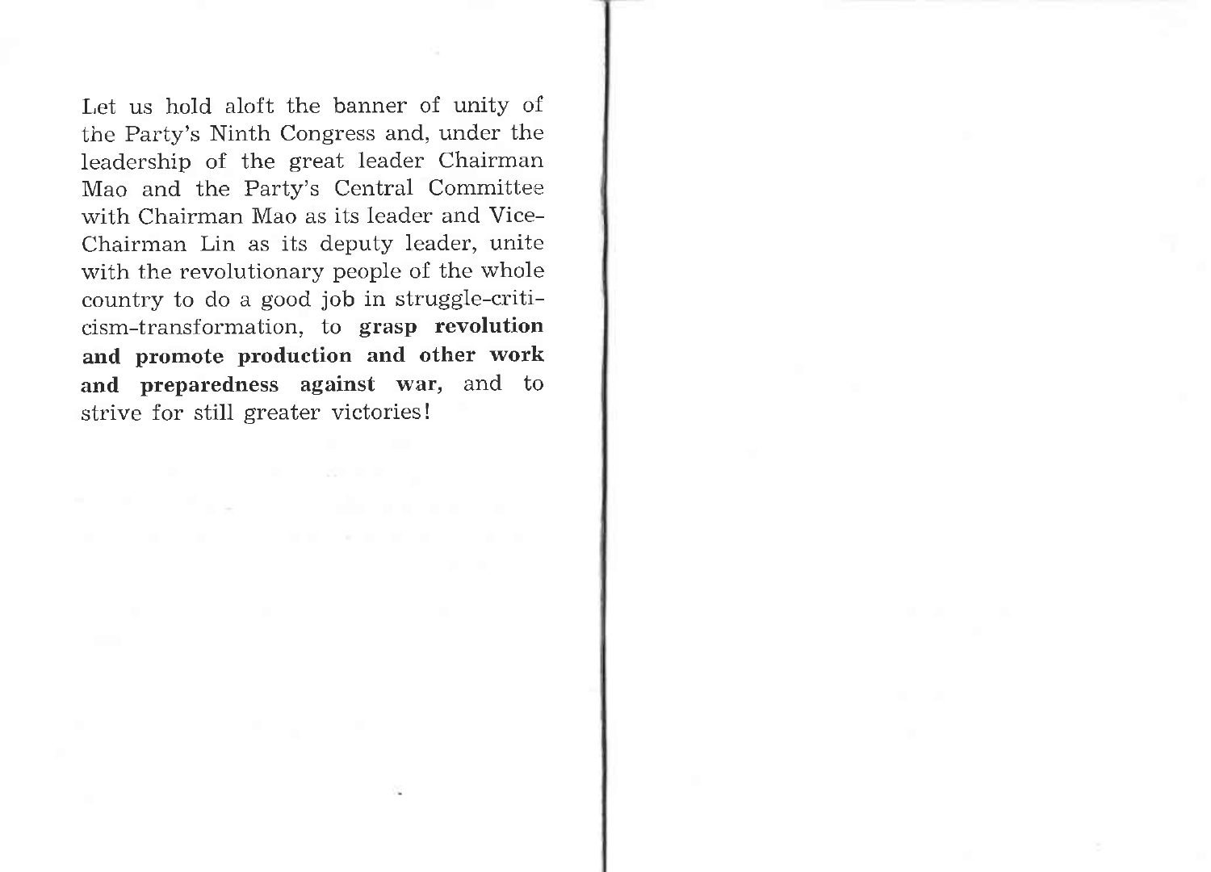Let us hold aloft the banner of unity of the Party's Ninth Congress and, under the leadership of the great leader Chairman Mao and the Party's Central Committee with Chairman Mao as its leader and Vice-Chairman Lin as its deputy leader, unite with the revolutionary people of the whole country to do a good job in struggle-criticism-transformation, to **grasp revolution and promote production and other work and preparedness against war,** and to strive for still greater victories!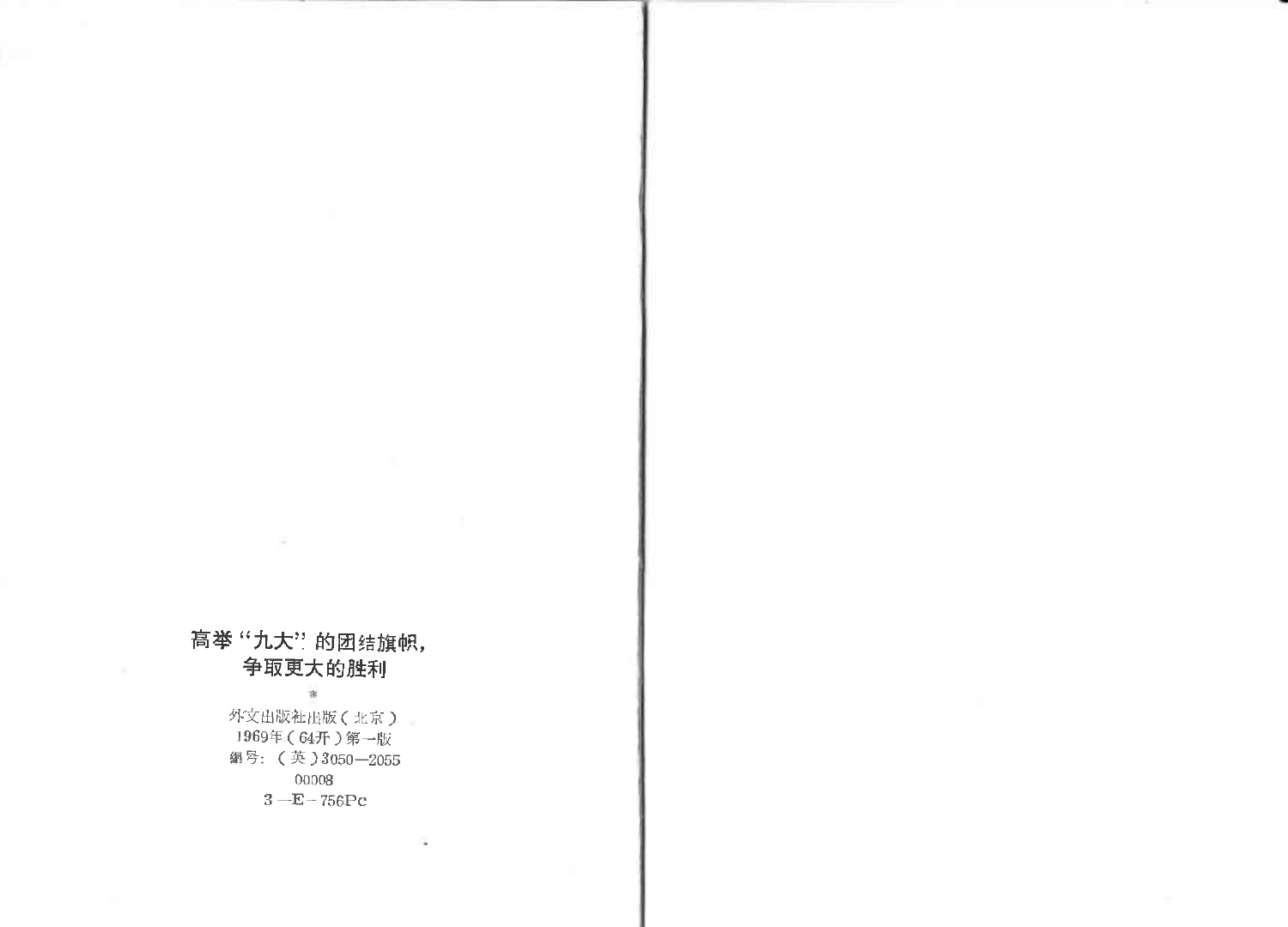**高举"九大"的团结旗帜，争取更大的胜利**

*

外文出版社出版（北京）

1969年（64开）第一版

编号：（英）3050—2055

00008

3—E—756Pc